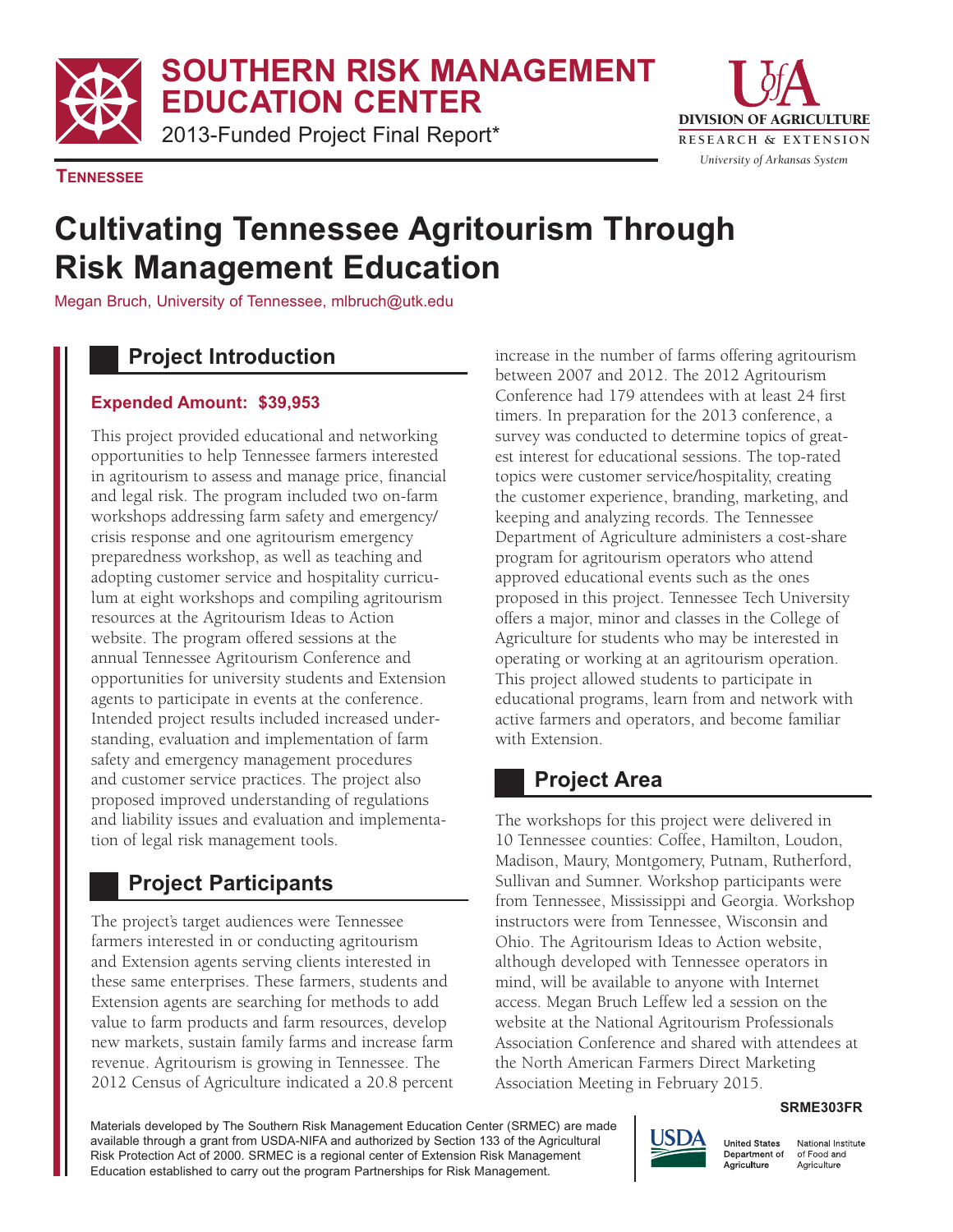# SOUTHERN RISK MANAGEMENT EDUCATION CENTER

2013-Funded Project Final Report*

**TENNESSEE**

# Cultivating Tennessee Agritourism Through Risk Management Education

Megan Bruch, University of Tennessee, mlbruch@utk.edu

## Project Introduction

**Expended Amount: $39,953**

This project provided educational and networking opportunities to help Tennessee farmers interested in agritourism to assess and manage price, financial and legal risk. The program included two on-farm workshops addressing farm safety and emergency/crisis response and one agritourism emergency preparedness workshop, as well as teaching and adopting customer service and hospitality curriculum at eight workshops and compiling agritourism resources at the Agritourism Ideas to Action website. The program offered sessions at the annual Tennessee Agritourism Conference and opportunities for university students and Extension agents to participate in events at the conference. Intended project results included increased understanding, evaluation and implementation of farm safety and emergency management procedures and customer service practices. The project also proposed improved understanding of regulations and liability issues and evaluation and implementation of legal risk management tools.

## Project Participants

The project's target audiences were Tennessee farmers interested in or conducting agritourism and Extension agents serving clients interested in these same enterprises. These farmers, students and Extension agents are searching for methods to add value to farm products and farm resources, develop new markets, sustain family farms and increase farm revenue. Agritourism is growing in Tennessee. The 2012 Census of Agriculture indicated a 20.8 percent increase in the number of farms offering agritourism between 2007 and 2012. The 2012 Agritourism Conference had 179 attendees with at least 24 first timers. In preparation for the 2013 conference, a survey was conducted to determine topics of greatest interest for educational sessions. The top-rated topics were customer service/hospitality, creating the customer experience, branding, marketing, and keeping and analyzing records. The Tennessee Department of Agriculture administers a cost-share program for agritourism operators who attend approved educational events such as the ones proposed in this project. Tennessee Tech University offers a major, minor and classes in the College of Agriculture for students who may be interested in operating or working at an agritourism operation. This project allowed students to participate in educational programs, learn from and network with active farmers and operators, and become familiar with Extension.

## Project Area

The workshops for this project were delivered in 10 Tennessee counties: Coffee, Hamilton, Loudon, Madison, Maury, Montgomery, Putnam, Rutherford, Sullivan and Sumner. Workshop participants were from Tennessee, Mississippi and Georgia. Workshop instructors were from Tennessee, Wisconsin and Ohio. The Agritourism Ideas to Action website, although developed with Tennessee operators in mind, will be available to anyone with Internet access. Megan Bruch Leffew led a session on the website at the National Agritourism Professionals Association Conference and shared with attendees at the North American Farmers Direct Marketing Association Meeting in February 2015.

SRME303FR

Materials developed by The Southern Risk Management Education Center (SRMEC) are made available through a grant from USDA-NIFA and authorized by Section 133 of the Agricultural Risk Protection Act of 2000. SRMEC is a regional center of Extension Risk Management Education established to carry out the program Partnerships for Risk Management.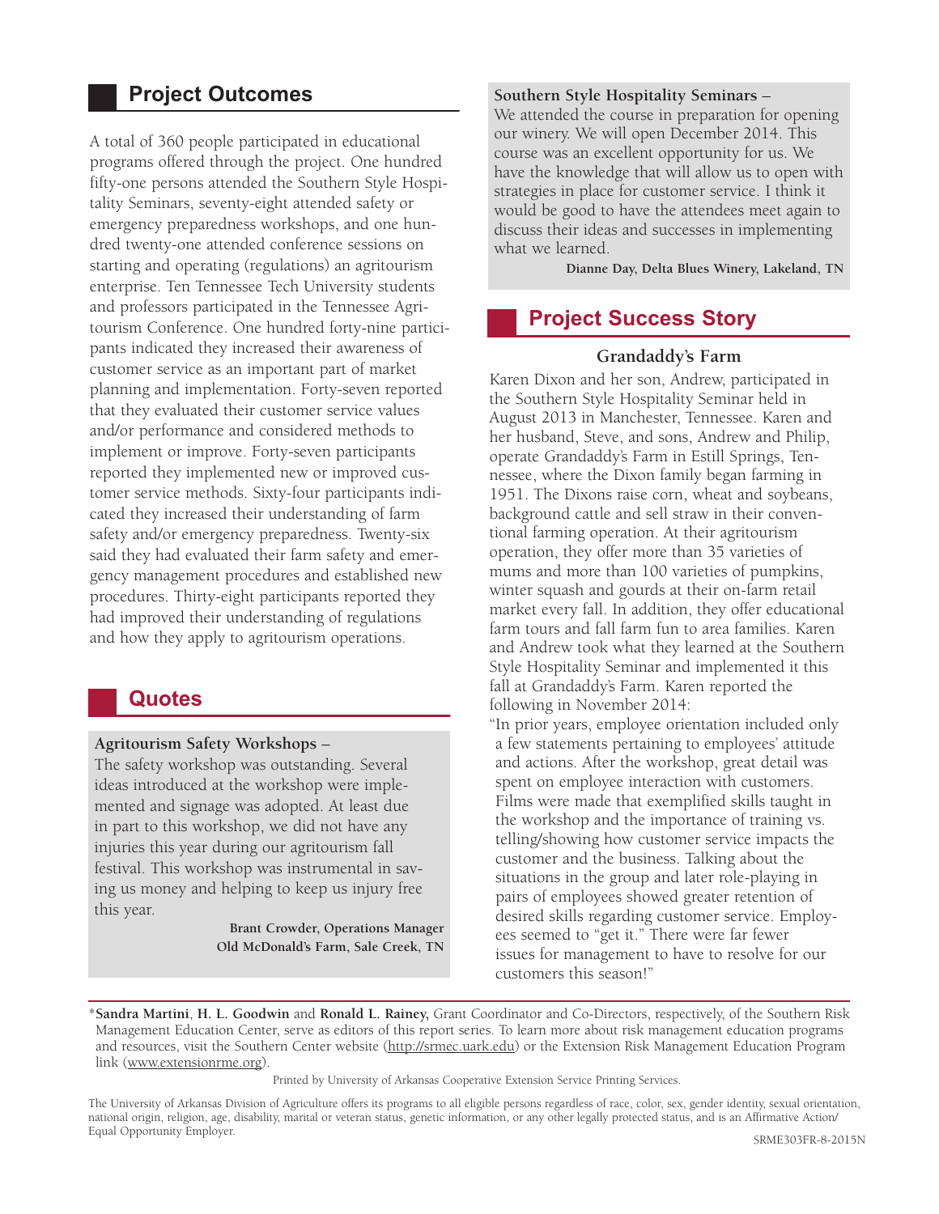## Project Outcomes

A total of 360 people participated in educational programs offered through the project. One hundred fifty-one persons attended the Southern Style Hospitality Seminars, seventy-eight attended safety or emergency preparedness workshops, and one hundred twenty-one attended conference sessions on starting and operating (regulations) an agritourism enterprise. Ten Tennessee Tech University students and professors participated in the Tennessee Agritourism Conference. One hundred forty-nine participants indicated they increased their awareness of customer service as an important part of market planning and implementation. Forty-seven reported that they evaluated their customer service values and/or performance and considered methods to implement or improve. Forty-seven participants reported they implemented new or improved customer service methods. Sixty-four participants indicated they increased their understanding of farm safety and/or emergency preparedness. Twenty-six said they had evaluated their farm safety and emergency management procedures and established new procedures. Thirty-eight participants reported they had improved their understanding of regulations and how they apply to agritourism operations.

## Quotes

**Agritourism Safety Workshops –**
The safety workshop was outstanding. Several ideas introduced at the workshop were implemented and signage was adopted. At least due in part to this workshop, we did not have any injuries this year during our agritourism fall festival. This workshop was instrumental in saving us money and helping to keep us injury free this year.

**Brant Crowder, Operations Manager**
**Old McDonald's Farm, Sale Creek, TN**

**Southern Style Hospitality Seminars –**
We attended the course in preparation for opening our winery. We will open December 2014. This course was an excellent opportunity for us. We have the knowledge that will allow us to open with strategies in place for customer service. I think it would be good to have the attendees meet again to discuss their ideas and successes in implementing what we learned.

**Dianne Day, Delta Blues Winery, Lakeland, TN**

## Project Success Story

### Grandaddy's Farm

Karen Dixon and her son, Andrew, participated in the Southern Style Hospitality Seminar held in August 2013 in Manchester, Tennessee. Karen and her husband, Steve, and sons, Andrew and Philip, operate Grandaddy's Farm in Estill Springs, Tennessee, where the Dixon family began farming in 1951. The Dixons raise corn, wheat and soybeans, background cattle and sell straw in their conventional farming operation. At their agritourism operation, they offer more than 35 varieties of mums and more than 100 varieties of pumpkins, winter squash and gourds at their on-farm retail market every fall. In addition, they offer educational farm tours and fall farm fun to area families. Karen and Andrew took what they learned at the Southern Style Hospitality Seminar and implemented it this fall at Grandaddy's Farm. Karen reported the following in November 2014:

"In prior years, employee orientation included only a few statements pertaining to employees' attitude and actions. After the workshop, great detail was spent on employee interaction with customers. Films were made that exemplified skills taught in the workshop and the importance of training vs. telling/showing how customer service impacts the customer and the business. Talking about the situations in the group and later role-playing in pairs of employees showed greater retention of desired skills regarding customer service. Employees seemed to "get it." There were far fewer issues for management to have to resolve for our customers this season!"

---

*__Sandra Martini__, __H. L. Goodwin__ and __Ronald L. Rainey__, Grant Coordinator and Co-Directors, respectively, of the Southern Risk Management Education Center, serve as editors of this report series. To learn more about risk management education programs and resources, visit the Southern Center website (http://srmec.uark.edu) or the Extension Risk Management Education Program link (www.extensionrme.org).

Printed by University of Arkansas Cooperative Extension Service Printing Services.

The University of Arkansas Division of Agriculture offers its programs to all eligible persons regardless of race, color, sex, gender identity, sexual orientation, national origin, religion, age, disability, marital or veteran status, genetic information, or any other legally protected status, and is an Affirmative Action/Equal Opportunity Employer.

SRME303FR-8-2015N